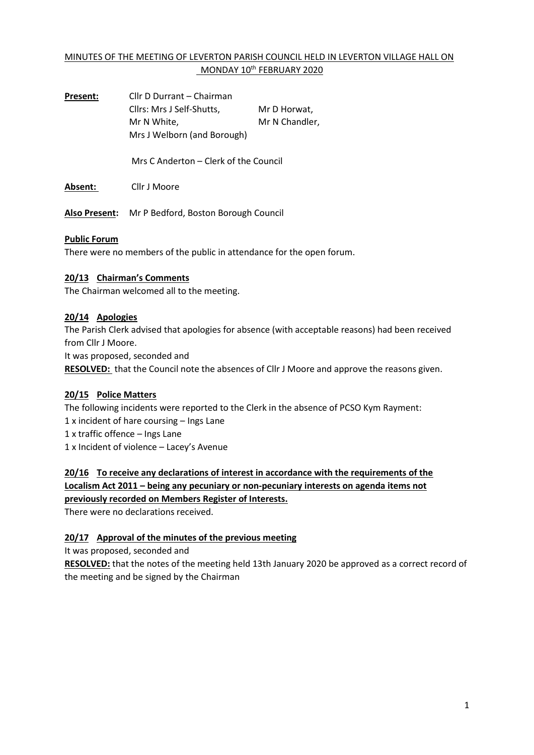MINUTES OF THE MEETING OF LEVERTON PARISH COUNCIL HELD IN LEVERTON VILLAGE HALL ON MONDAY 10th FEBRUARY 2020

**Present:** Cllr D Durrant – Chairman
Cllrs: Mrs J Self-Shutts, Mr D Horwat,
Mr N White, Mr N Chandler,
Mrs J Welborn (and Borough)

Mrs C Anderton – Clerk of the Council

**Absent:** Cllr J Moore

**Also Present:** Mr P Bedford, Boston Borough Council

**Public Forum**

There were no members of the public in attendance for the open forum.

**20/13 Chairman's Comments**

The Chairman welcomed all to the meeting.

**20/14 Apologies**

The Parish Clerk advised that apologies for absence (with acceptable reasons) had been received from Cllr J Moore.

It was proposed, seconded and

**RESOLVED:** that the Council note the absences of Cllr J Moore and approve the reasons given.

**20/15 Police Matters**

The following incidents were reported to the Clerk in the absence of PCSO Kym Rayment:

1 x incident of hare coursing – Ings Lane
1 x traffic offence – Ings Lane
1 x Incident of violence – Lacey's Avenue

**20/16 To receive any declarations of interest in accordance with the requirements of the Localism Act 2011 – being any pecuniary or non-pecuniary interests on agenda items not previously recorded on Members Register of Interests.**

There were no declarations received.

**20/17 Approval of the minutes of the previous meeting**

It was proposed, seconded and

**RESOLVED:** that the notes of the meeting held 13th January 2020 be approved as a correct record of the meeting and be signed by the Chairman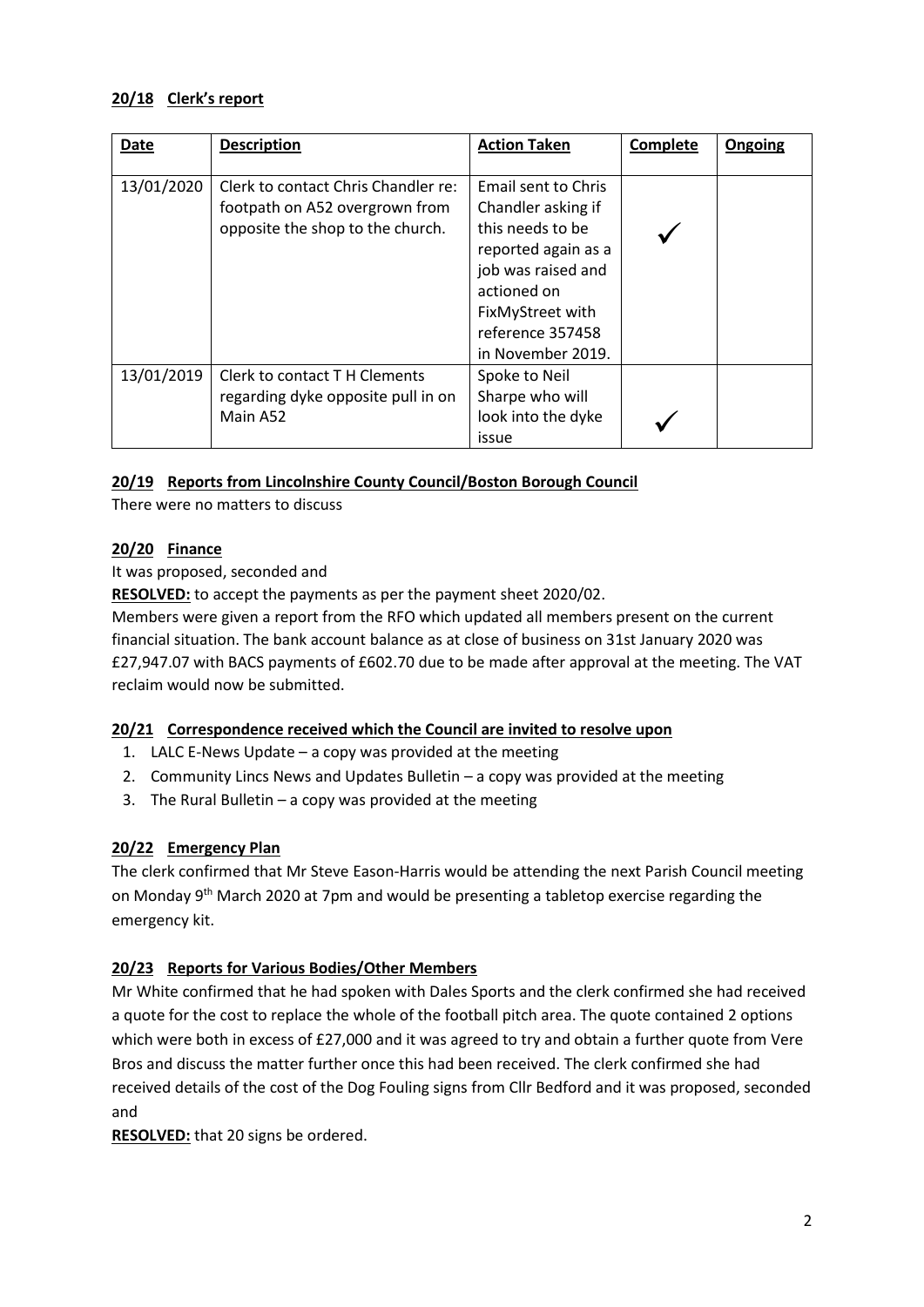## 20/18 Clerk's report

| Date | Description | Action Taken | Complete | Ongoing |
|---|---|---|---|---|
| 13/01/2020 | Clerk to contact Chris Chandler re: footpath on A52 overgrown from opposite the shop to the church. | Email sent to Chris Chandler asking if this needs to be reported again as a job was raised and actioned on FixMyStreet with reference 357458 in November 2019. | ✓ | |
| 13/01/2019 | Clerk to contact T H Clements regarding dyke opposite pull in on Main A52 | Spoke to Neil Sharpe who will look into the dyke issue | ✓ | |

## 20/19 Reports from Lincolnshire County Council/Boston Borough Council

There were no matters to discuss

## 20/20 Finance

It was proposed, seconded and

**RESOLVED:** to accept the payments as per the payment sheet 2020/02.

Members were given a report from the RFO which updated all members present on the current financial situation. The bank account balance as at close of business on 31st January 2020 was £27,947.07 with BACS payments of £602.70 due to be made after approval at the meeting. The VAT reclaim would now be submitted.

## 20/21 Correspondence received which the Council are invited to resolve upon

1. LALC E-News Update – a copy was provided at the meeting
2. Community Lincs News and Updates Bulletin – a copy was provided at the meeting
3. The Rural Bulletin – a copy was provided at the meeting

## 20/22 Emergency Plan

The clerk confirmed that Mr Steve Eason-Harris would be attending the next Parish Council meeting on Monday 9th March 2020 at 7pm and would be presenting a tabletop exercise regarding the emergency kit.

## 20/23 Reports for Various Bodies/Other Members

Mr White confirmed that he had spoken with Dales Sports and the clerk confirmed she had received a quote for the cost to replace the whole of the football pitch area. The quote contained 2 options which were both in excess of £27,000 and it was agreed to try and obtain a further quote from Vere Bros and discuss the matter further once this had been received. The clerk confirmed she had received details of the cost of the Dog Fouling signs from Cllr Bedford and it was proposed, seconded and

**RESOLVED:** that 20 signs be ordered.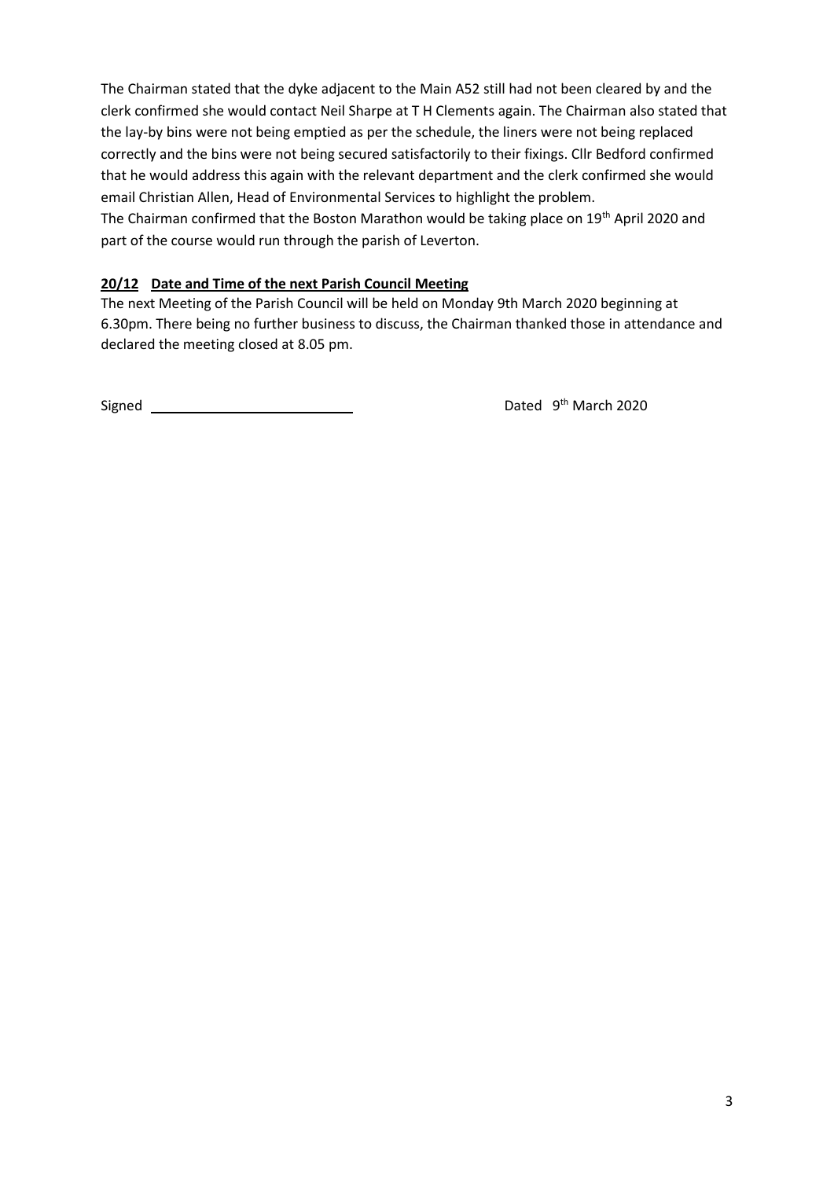The Chairman stated that the dyke adjacent to the Main A52 still had not been cleared by and the clerk confirmed she would contact Neil Sharpe at T H Clements again. The Chairman also stated that the lay-by bins were not being emptied as per the schedule, the liners were not being replaced correctly and the bins were not being secured satisfactorily to their fixings. Cllr Bedford confirmed that he would address this again with the relevant department and the clerk confirmed she would email Christian Allen, Head of Environmental Services to highlight the problem.
The Chairman confirmed that the Boston Marathon would be taking place on 19th April 2020 and part of the course would run through the parish of Leverton.

## 20/12 Date and Time of the next Parish Council Meeting

The next Meeting of the Parish Council will be held on Monday 9th March 2020 beginning at 6.30pm. There being no further business to discuss, the Chairman thanked those in attendance and declared the meeting closed at 8.05 pm.

Signed ___________________________ Dated 9th March 2020